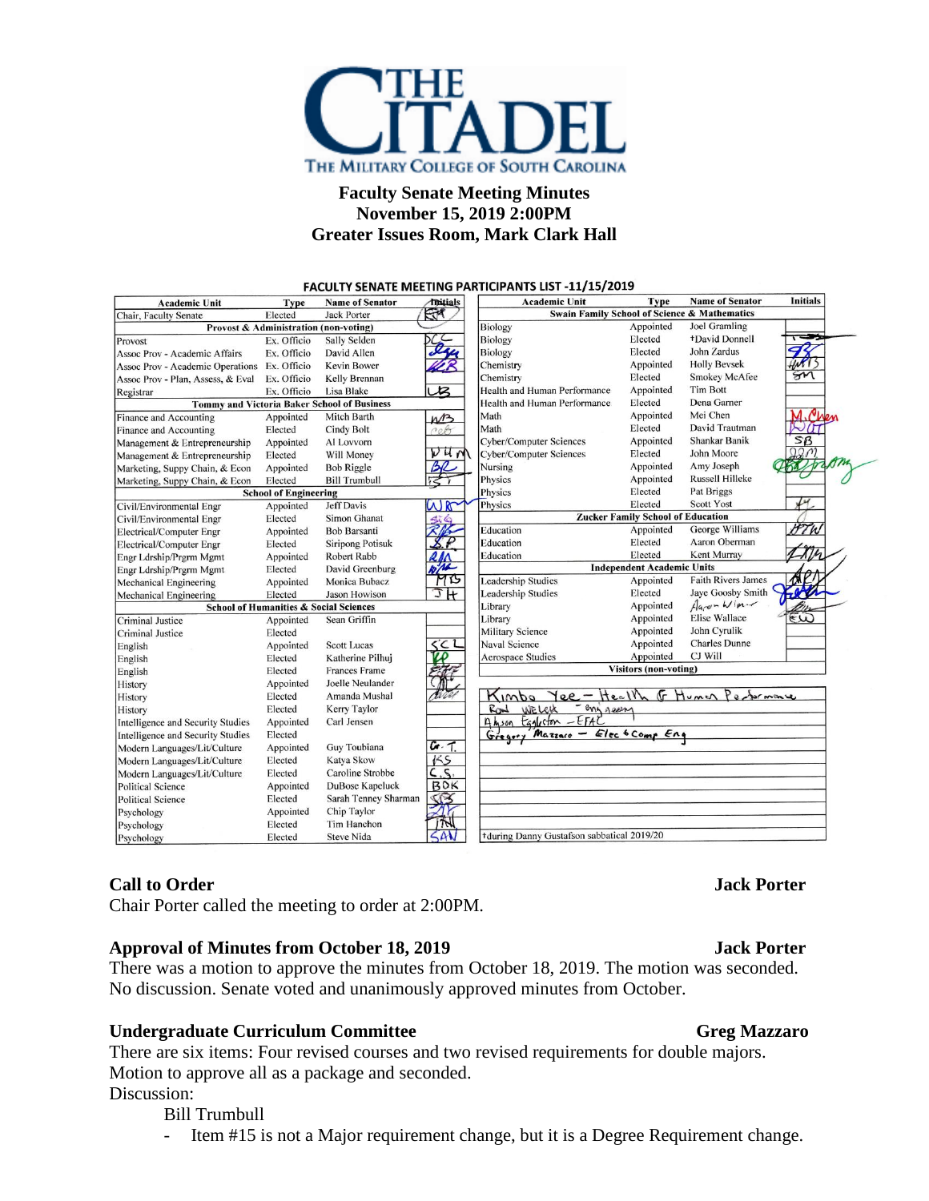THE CITADEL
THE MILITARY COLLEGE OF SOUTH CAROLINA

# Faculty Senate Meeting Minutes
## November 15, 2019 2:00PM
## Greater Issues Room, Mark Clark Hall

**FACULTY SENATE MEETING PARTICIPANTS LIST -11/15/2019**

| Academic Unit | Type | Name of Senator | Initials |
|---|---|---|---|
| Chair, Faculty Senate | Elected | Jack Porter | JP |
| **Provost & Administration (non-voting)** | | | |
| Provost | Ex. Officio | Sally Selden | SC |
| Assoc Prov - Academic Affairs | Ex. Officio | David Allen | DA |
| Assoc Prov - Academic Operations | Ex. Officio | Kevin Bower | KB |
| Assoc Prov - Plan, Assess, & Eval | Ex. Officio | Kelly Brennan | |
| Registrar | Ex. Officio | Lisa Blake | LB |
| **Tommy and Victoria Baker School of Business** | | | |
| Finance and Accounting | Appointed | Mitch Barth | MB |
| Finance and Accounting | Elected | Cindy Bolt | CB |
| Management & Entrepreneurship | Appointed | Al Lovvorn | |
| Management & Entrepreneurship | Elected | Will Money | WHM |
| Marketing, Suppy Chain, & Econ | Appointed | Bob Riggle | BR |
| Marketing, Suppy Chain, & Econ | Elected | Bill Trumbull | BT |
| **School of Engineering** | | | |
| Civil/Environmental Engr | Appointed | Jeff Davis | WR |
| Civil/Environmental Engr | Elected | Simon Ghanat | SG |
| Electrical/Computer Engr | Appointed | Bob Barsanti | RJB |
| Electrical/Computer Engr | Elected | Siripong Potisuk | SP |
| Engr Ldrship/Prgrm Mgmt | Appointed | Robert Rabb | RJR |
| Engr Ldrship/Prgrm Mgmt | Elected | David Greenburg | DJG |
| Mechanical Engineering | Appointed | Monica Bubacz | MB |
| Mechanical Engineering | Elected | Jason Howison | JH |
| **School of Humanities & Social Sciences** | | | |
| Criminal Justice | Appointed | Sean Griffin | |
| Criminal Justice | Elected | | |
| English | Appointed | Scott Lucas | SCL |
| English | Elected | Katherine Pilhuj | KP |
| English | Elected | Frances Frame | FHF |
| History | Appointed | Joelle Neulander | JN |
| History | Elected | Amanda Mushal | AM |
| History | Elected | Kerry Taylor | |
| Intelligence and Security Studies | Appointed | Carl Jensen | |
| Intelligence and Security Studies | Elected | | |
| Modern Languages/Lit/Culture | Appointed | Guy Toubiana | G.T. |
| Modern Languages/Lit/Culture | Elected | Katya Skow | KS |
| Modern Languages/Lit/Culture | Elected | Caroline Strobbe | C.S. |
| Political Science | Appointed | DuBose Kapeluck | BOK |
| Political Science | Elected | Sarah Tenney Sharman | STS |
| Psychology | Appointed | Chip Taylor | |
| Psychology | Elected | Tim Hanchon | TH |
| Psychology | Elected | Steve Nida | SAN |

| Academic Unit | Type | Name of Senator | Initials |
|---|---|---|---|
| **Swain Family School of Science & Mathematics** | | | |
| Biology | Appointed | Joel Gramling | |
| Biology | Elected | †David Donnell | |
| Biology | Elected | John Zardus | JZ |
| Chemistry | Appointed | Holly Bevsek | HMB |
| Chemistry | Elected | Smokey McAfee | SM |
| Health and Human Performance | Appointed | Tim Bott | |
| Health and Human Performance | Elected | Dena Garner | |
| Math | Appointed | Mei Chen | M. Chen |
| Math | Elected | David Trautman | DWT |
| Cyber/Computer Sciences | Appointed | Shankar Banik | SB |
| Cyber/Computer Sciences | Elected | John Moore | JPM |
| Nursing | Appointed | Amy Joseph | |
| Physics | Appointed | Russell Hilleke | |
| Physics | Elected | Pat Briggs | |
| Physics | Elected | Scott Yost | SY |
| **Zucker Family School of Education** | | | |
| Education | Appointed | George Williams | GTW |
| Education | Elected | Aaron Oberman | |
| Education | Elected | Kent Murray | KTM |
| **Independent Academic Units** | | | |
| Leadership Studies | Appointed | Faith Rivers James | FRJ |
| Leadership Studies | Elected | Jaye Goosby Smith | |
| Library | Appointed | Aaron Wimer | |
| Library | Appointed | Elise Wallace | EW |
| Military Science | Appointed | John Cyrulik | |
| Naval Science | Appointed | Charles Dunne | |
| Aerospace Studies | Appointed | CJ Will | |
| **Visitors (non-voting)** | | | |
| Kimbo Yee – Health & Human Performance | | | |
| Ron Welch – Engineering | | | |
| Alyson Eggleston – EFAC | | | |
| Gregory Mazzaro – Elec & Comp Eng | | | |
| †during Danny Gustafson sabbatical 2019/20 | | | |

### Call to Order — Jack Porter

Chair Porter called the meeting to order at 2:00PM.

### Approval of Minutes from October 18, 2019 — Jack Porter

There was a motion to approve the minutes from October 18, 2019. The motion was seconded. No discussion. Senate voted and unanimously approved minutes from October.

### Undergraduate Curriculum Committee — Greg Mazzaro

There are six items: Four revised courses and two revised requirements for double majors. Motion to approve all as a package and seconded.

Discussion:

Bill Trumbull

- Item #15 is not a Major requirement change, but it is a Degree Requirement change.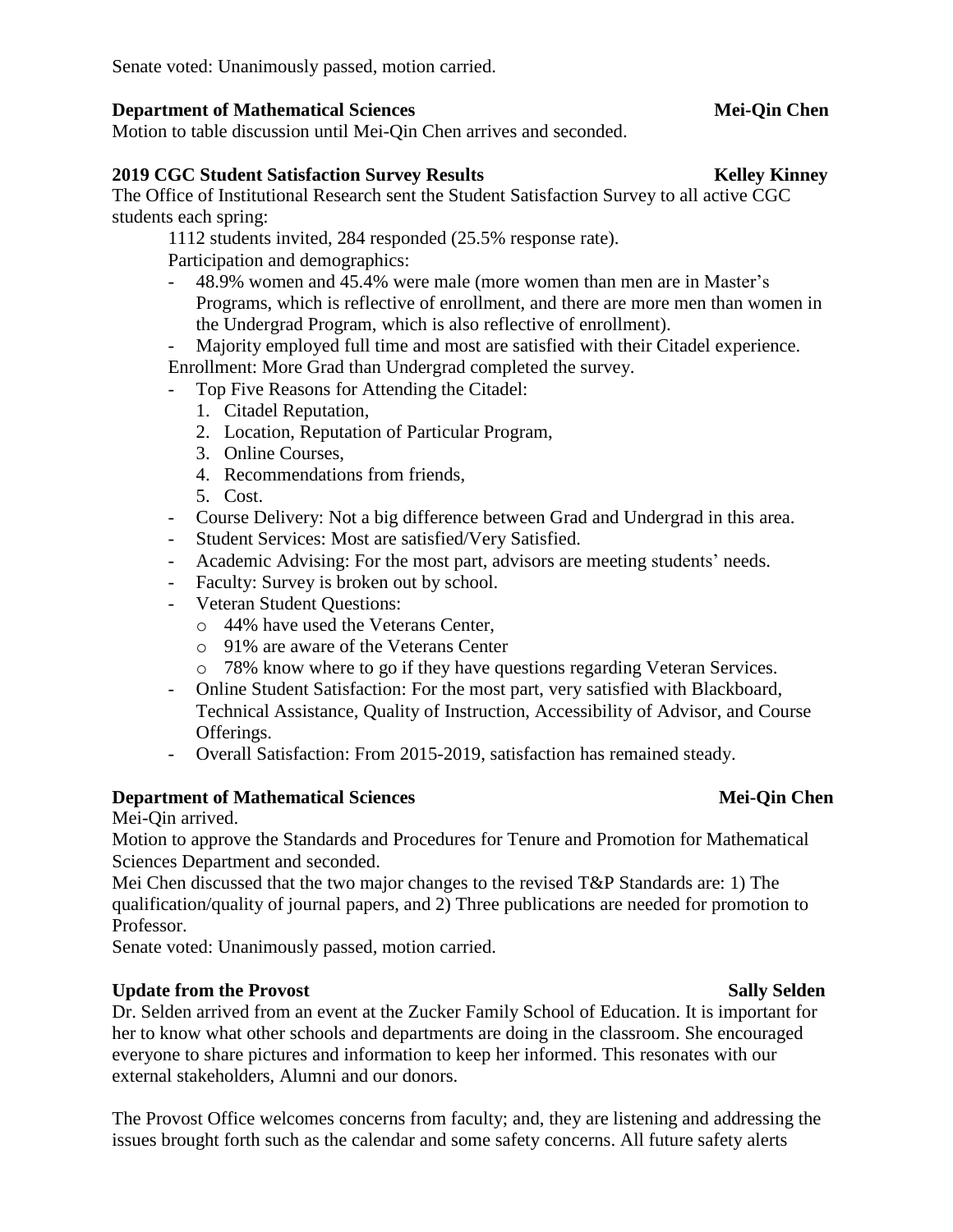Senate voted: Unanimously passed, motion carried.

**Department of Mathematical Sciences** **Mei-Qin Chen**

Motion to table discussion until Mei-Qin Chen arrives and seconded.

**2019 CGC Student Satisfaction Survey Results** **Kelley Kinney**

The Office of Institutional Research sent the Student Satisfaction Survey to all active CGC students each spring:

1112 students invited, 284 responded (25.5% response rate).

Participation and demographics:

- 48.9% women and 45.4% were male (more women than men are in Master's Programs, which is reflective of enrollment, and there are more men than women in the Undergrad Program, which is also reflective of enrollment).
- Majority employed full time and most are satisfied with their Citadel experience.

Enrollment: More Grad than Undergrad completed the survey.

- Top Five Reasons for Attending the Citadel:
  1. Citadel Reputation,
  2. Location, Reputation of Particular Program,
  3. Online Courses,
  4. Recommendations from friends,
  5. Cost.
- Course Delivery: Not a big difference between Grad and Undergrad in this area.
- Student Services: Most are satisfied/Very Satisfied.
- Academic Advising: For the most part, advisors are meeting students' needs.
- Faculty: Survey is broken out by school.
- Veteran Student Questions:
  - 44% have used the Veterans Center,
  - 91% are aware of the Veterans Center
  - 78% know where to go if they have questions regarding Veteran Services.
- Online Student Satisfaction: For the most part, very satisfied with Blackboard, Technical Assistance, Quality of Instruction, Accessibility of Advisor, and Course Offerings.
- Overall Satisfaction: From 2015-2019, satisfaction has remained steady.

**Department of Mathematical Sciences** **Mei-Qin Chen**

Mei-Qin arrived.

Motion to approve the Standards and Procedures for Tenure and Promotion for Mathematical Sciences Department and seconded.

Mei Chen discussed that the two major changes to the revised T&P Standards are: 1) The qualification/quality of journal papers, and 2) Three publications are needed for promotion to Professor.

Senate voted: Unanimously passed, motion carried.

**Update from the Provost** **Sally Selden**

Dr. Selden arrived from an event at the Zucker Family School of Education. It is important for her to know what other schools and departments are doing in the classroom. She encouraged everyone to share pictures and information to keep her informed. This resonates with our external stakeholders, Alumni and our donors.

The Provost Office welcomes concerns from faculty; and, they are listening and addressing the issues brought forth such as the calendar and some safety concerns. All future safety alerts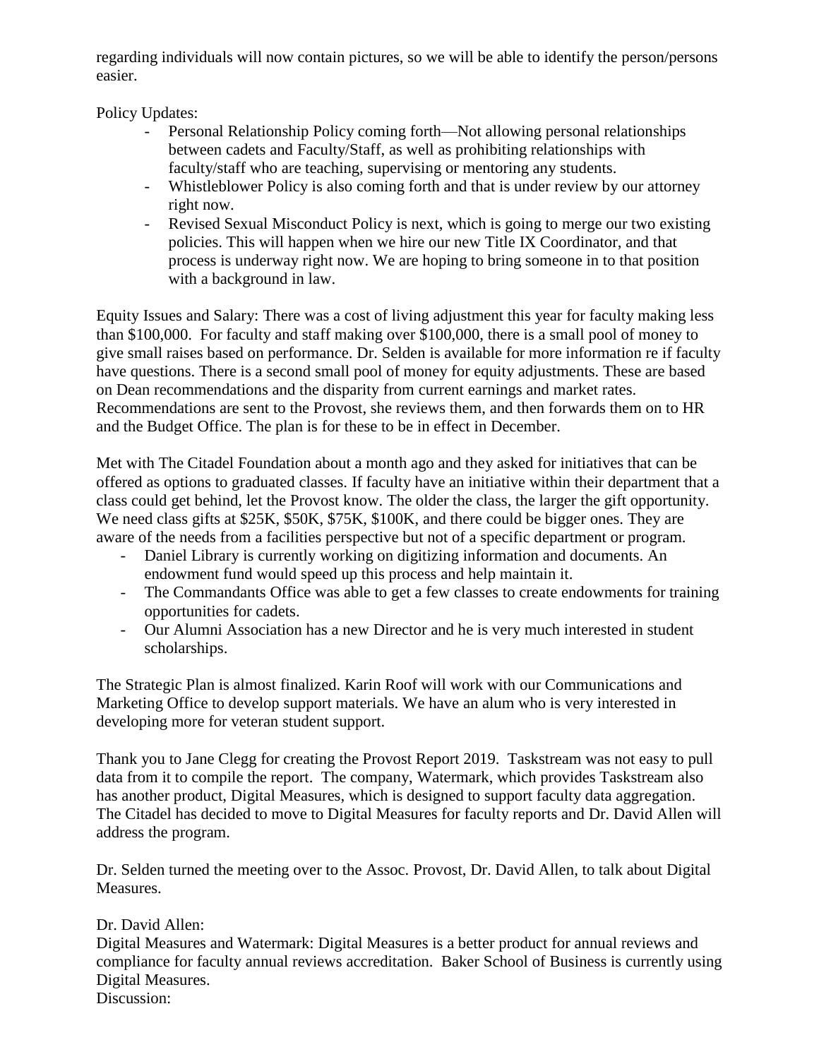regarding individuals will now contain pictures, so we will be able to identify the person/persons easier.

Policy Updates:

- Personal Relationship Policy coming forth—Not allowing personal relationships between cadets and Faculty/Staff, as well as prohibiting relationships with faculty/staff who are teaching, supervising or mentoring any students.
- Whistleblower Policy is also coming forth and that is under review by our attorney right now.
- Revised Sexual Misconduct Policy is next, which is going to merge our two existing policies. This will happen when we hire our new Title IX Coordinator, and that process is underway right now. We are hoping to bring someone in to that position with a background in law.

Equity Issues and Salary: There was a cost of living adjustment this year for faculty making less than $100,000. For faculty and staff making over $100,000, there is a small pool of money to give small raises based on performance. Dr. Selden is available for more information re if faculty have questions. There is a second small pool of money for equity adjustments. These are based on Dean recommendations and the disparity from current earnings and market rates. Recommendations are sent to the Provost, she reviews them, and then forwards them on to HR and the Budget Office. The plan is for these to be in effect in December.

Met with The Citadel Foundation about a month ago and they asked for initiatives that can be offered as options to graduated classes. If faculty have an initiative within their department that a class could get behind, let the Provost know. The older the class, the larger the gift opportunity. We need class gifts at $25K, $50K, $75K, $100K, and there could be bigger ones. They are aware of the needs from a facilities perspective but not of a specific department or program.

- Daniel Library is currently working on digitizing information and documents. An endowment fund would speed up this process and help maintain it.
- The Commandants Office was able to get a few classes to create endowments for training opportunities for cadets.
- Our Alumni Association has a new Director and he is very much interested in student scholarships.

The Strategic Plan is almost finalized. Karin Roof will work with our Communications and Marketing Office to develop support materials. We have an alum who is very interested in developing more for veteran student support.

Thank you to Jane Clegg for creating the Provost Report 2019. Taskstream was not easy to pull data from it to compile the report. The company, Watermark, which provides Taskstream also has another product, Digital Measures, which is designed to support faculty data aggregation. The Citadel has decided to move to Digital Measures for faculty reports and Dr. David Allen will address the program.

Dr. Selden turned the meeting over to the Assoc. Provost, Dr. David Allen, to talk about Digital Measures.

Dr. David Allen:
Digital Measures and Watermark: Digital Measures is a better product for annual reviews and compliance for faculty annual reviews accreditation. Baker School of Business is currently using Digital Measures.
Discussion: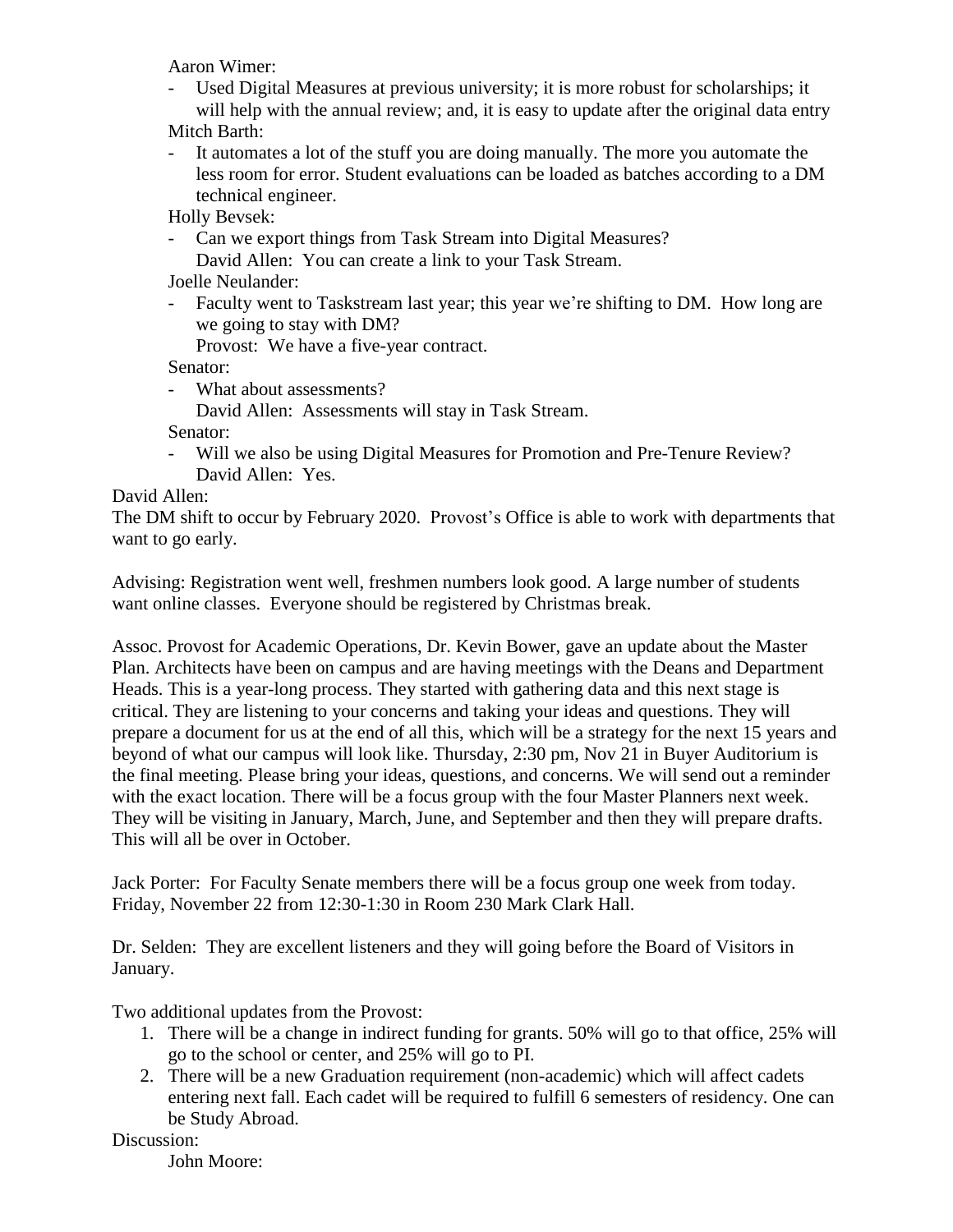Aaron Wimer:

- Used Digital Measures at previous university; it is more robust for scholarships; it will help with the annual review; and, it is easy to update after the original data entry

Mitch Barth:

- It automates a lot of the stuff you are doing manually. The more you automate the less room for error. Student evaluations can be loaded as batches according to a DM technical engineer.

Holly Bevsek:

- Can we export things from Task Stream into Digital Measures?
  David Allen: You can create a link to your Task Stream.

Joelle Neulander:

- Faculty went to Taskstream last year; this year we're shifting to DM. How long are we going to stay with DM?
  Provost: We have a five-year contract.

Senator:

- What about assessments?
  David Allen: Assessments will stay in Task Stream.

Senator:

- Will we also be using Digital Measures for Promotion and Pre-Tenure Review?
  David Allen: Yes.

David Allen:
The DM shift to occur by February 2020. Provost's Office is able to work with departments that want to go early.

Advising: Registration went well, freshmen numbers look good. A large number of students want online classes. Everyone should be registered by Christmas break.

Assoc. Provost for Academic Operations, Dr. Kevin Bower, gave an update about the Master Plan. Architects have been on campus and are having meetings with the Deans and Department Heads. This is a year-long process. They started with gathering data and this next stage is critical. They are listening to your concerns and taking your ideas and questions. They will prepare a document for us at the end of all this, which will be a strategy for the next 15 years and beyond of what our campus will look like. Thursday, 2:30 pm, Nov 21 in Buyer Auditorium is the final meeting. Please bring your ideas, questions, and concerns. We will send out a reminder with the exact location. There will be a focus group with the four Master Planners next week. They will be visiting in January, March, June, and September and then they will prepare drafts. This will all be over in October.

Jack Porter: For Faculty Senate members there will be a focus group one week from today. Friday, November 22 from 12:30-1:30 in Room 230 Mark Clark Hall.

Dr. Selden: They are excellent listeners and they will going before the Board of Visitors in January.

Two additional updates from the Provost:

1. There will be a change in indirect funding for grants. 50% will go to that office, 25% will go to the school or center, and 25% will go to PI.
2. There will be a new Graduation requirement (non-academic) which will affect cadets entering next fall. Each cadet will be required to fulfill 6 semesters of residency. One can be Study Abroad.

Discussion:

John Moore: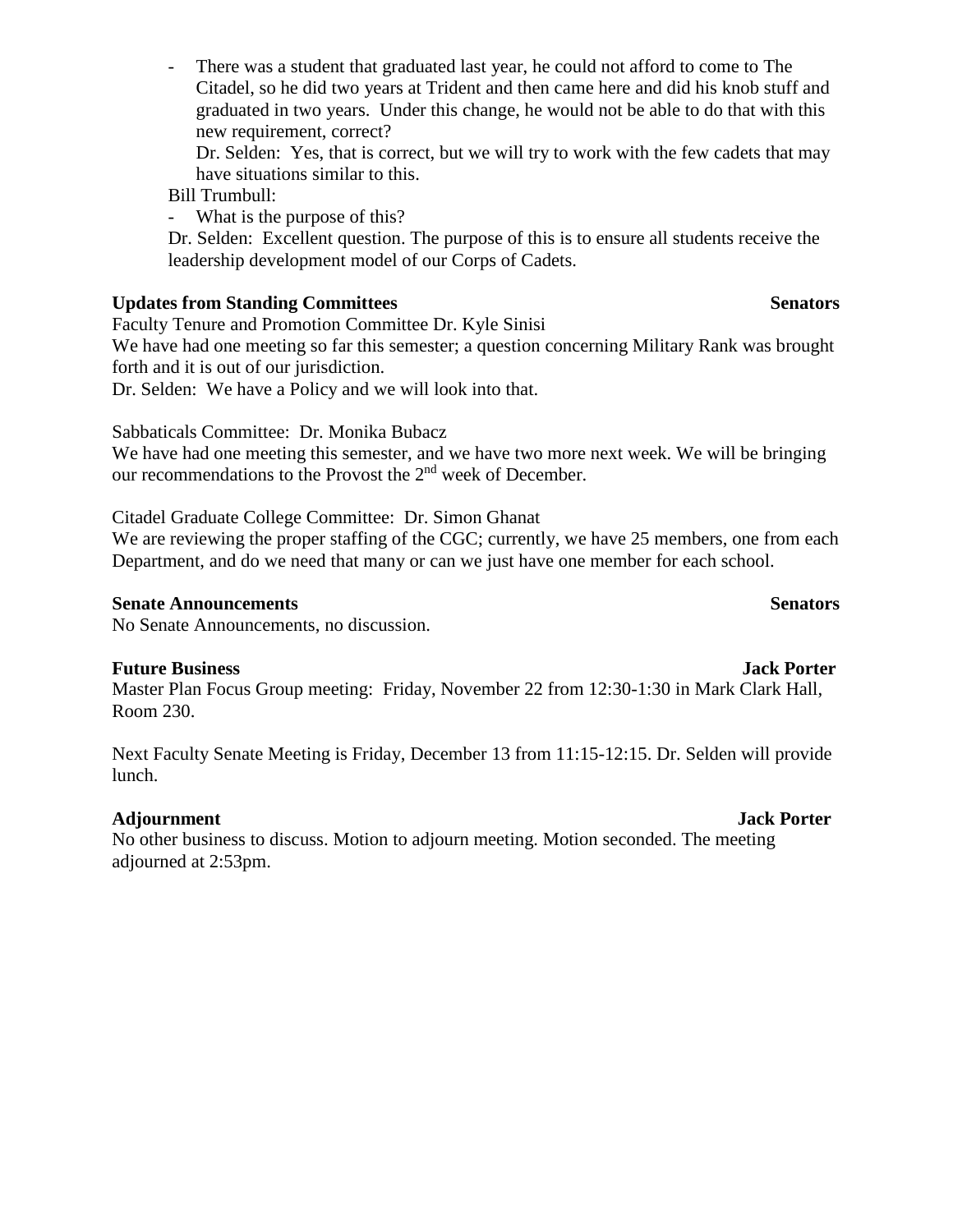- There was a student that graduated last year, he could not afford to come to The Citadel, so he did two years at Trident and then came here and did his knob stuff and graduated in two years. Under this change, he would not be able to do that with this new requirement, correct?

  Dr. Selden: Yes, that is correct, but we will try to work with the few cadets that may have situations similar to this.

Bill Trumbull:

- What is the purpose of this?

Dr. Selden: Excellent question. The purpose of this is to ensure all students receive the leadership development model of our Corps of Cadets.

**Updates from Standing Committees** **Senators**

Faculty Tenure and Promotion Committee Dr. Kyle Sinisi

We have had one meeting so far this semester; a question concerning Military Rank was brought forth and it is out of our jurisdiction.

Dr. Selden: We have a Policy and we will look into that.

Sabbaticals Committee: Dr. Monika Bubacz

We have had one meeting this semester, and we have two more next week. We will be bringing our recommendations to the Provost the 2nd week of December.

Citadel Graduate College Committee: Dr. Simon Ghanat

We are reviewing the proper staffing of the CGC; currently, we have 25 members, one from each Department, and do we need that many or can we just have one member for each school.

**Senate Announcements** **Senators**

No Senate Announcements, no discussion.

**Future Business** **Jack Porter**

Master Plan Focus Group meeting: Friday, November 22 from 12:30-1:30 in Mark Clark Hall, Room 230.

Next Faculty Senate Meeting is Friday, December 13 from 11:15-12:15. Dr. Selden will provide lunch.

**Adjournment** **Jack Porter**

No other business to discuss. Motion to adjourn meeting. Motion seconded. The meeting adjourned at 2:53pm.